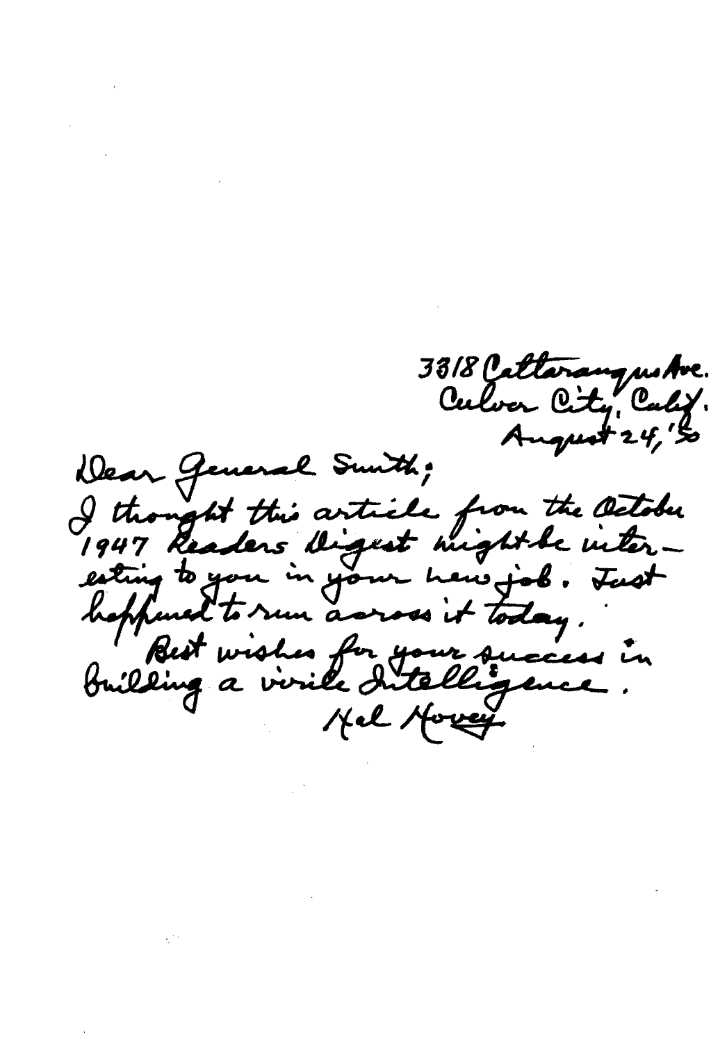3318 Cattaraugus Ave.
Culver City, Calif.
August 24, '50

Dear General Smith;

I thought this article from the October 1947 Readers Digest might be interesting to you in your new job. Just happened to run across it today.

Best wishes for your success in building a virile Intelligence.

Hal Hovey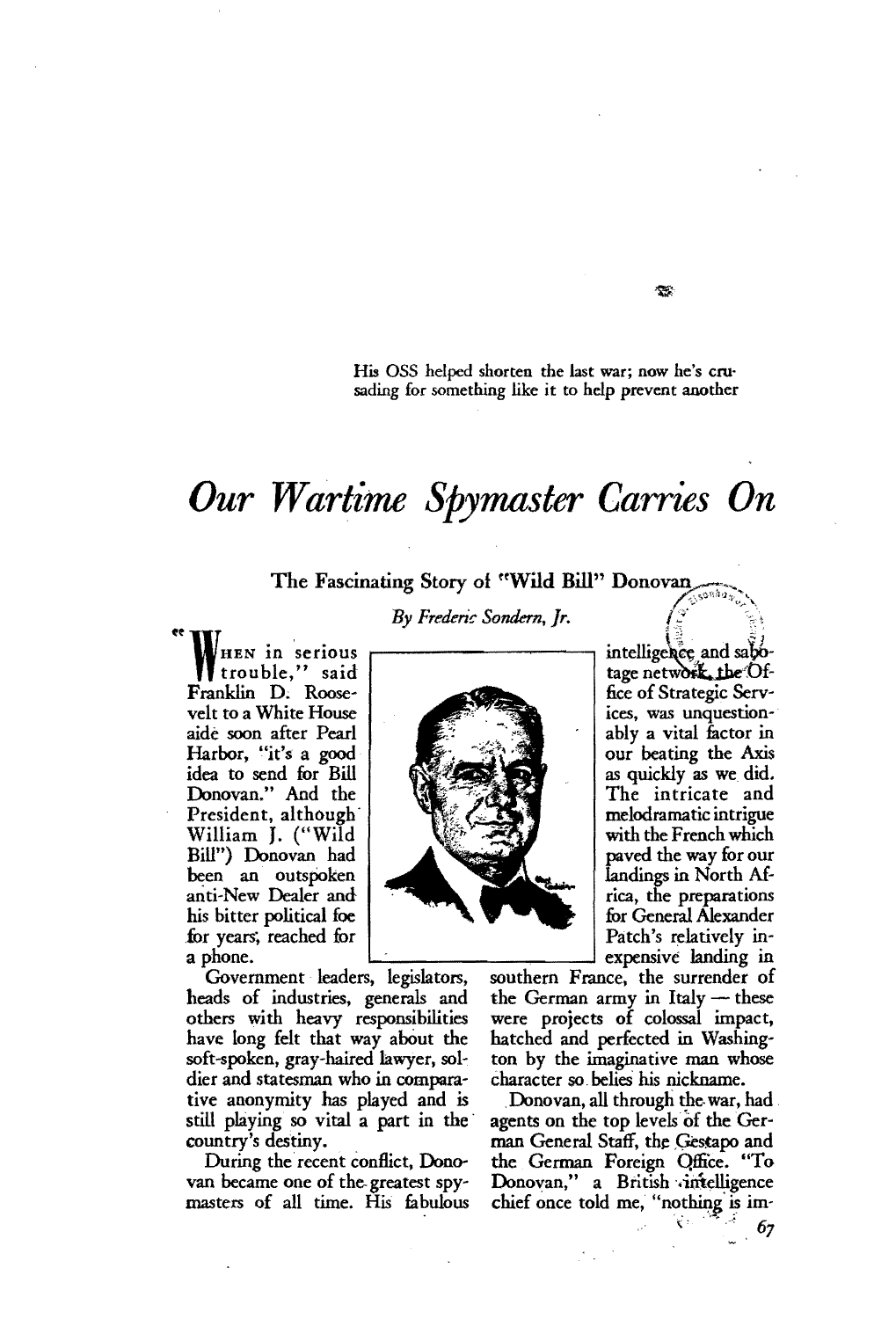His OSS helped shorten the last war; now he's crusading for something like it to help prevent another

# Our Wartime Spymaster Carries On

### The Fascinating Story of "Wild Bill" Donovan

*By Frederic Sondern, Jr.*

"When in serious trouble," said Franklin D. Roosevelt to a White House aide soon after Pearl Harbor, "it's a good idea to send for Bill Donovan." And the President, although William J. ("Wild Bill") Donovan had been an outspoken anti-New Dealer and his bitter political foe for years, reached for a phone.

Government leaders, legislators, heads of industries, generals and others with heavy responsibilities have long felt that way about the soft-spoken, gray-haired lawyer, soldier and statesman who in comparative anonymity has played and is still playing so vital a part in the country's destiny.

During the recent conflict, Donovan became one of the greatest spymasters of all time. His fabulous intelligence and sabotage network, the Office of Strategic Services, was unquestionably a vital factor in our beating the Axis as quickly as we did. The intricate and melodramatic intrigue with the French which paved the way for our landings in North Africa, the preparations for General Alexander Patch's relatively inexpensive landing in southern France, the surrender of the German army in Italy — these were projects of colossal impact, hatched and perfected in Washington by the imaginative man whose character so belies his nickname.

Donovan, all through the war, had agents on the top levels of the German General Staff, the Gestapo and the German Foreign Office. "To Donovan," a British intelligence chief once told me, "nothing is im-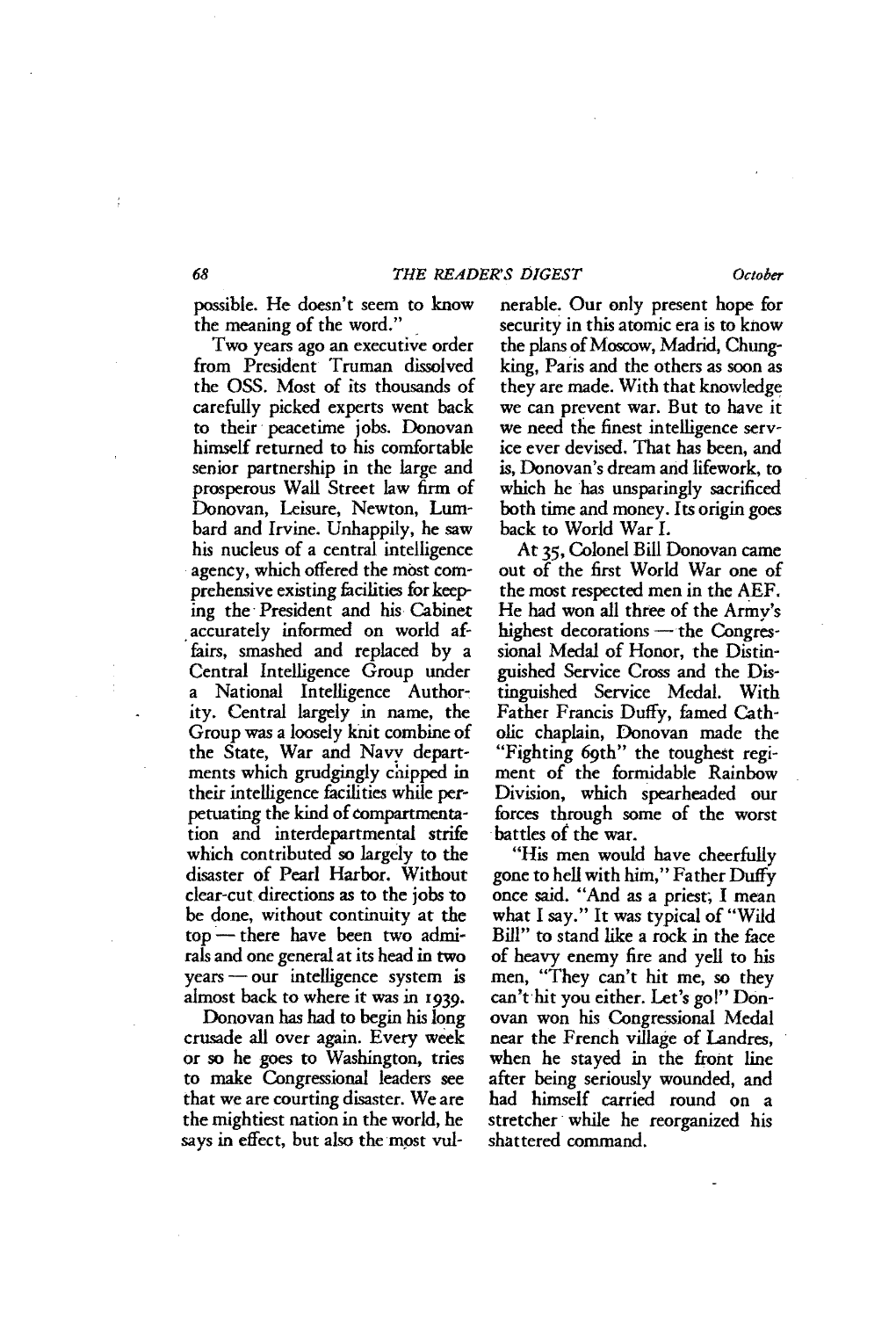possible. He doesn't seem to know the meaning of the word."

Two years ago an executive order from President Truman dissolved the OSS. Most of its thousands of carefully picked experts went back to their peacetime jobs. Donovan himself returned to his comfortable senior partnership in the large and prosperous Wall Street law firm of Donovan, Leisure, Newton, Lumbard and Irvine. Unhappily, he saw his nucleus of a central intelligence agency, which offered the most comprehensive existing facilities for keeping the President and his Cabinet accurately informed on world affairs, smashed and replaced by a Central Intelligence Group under a National Intelligence Authority. Central largely in name, the Group was a loosely knit combine of the State, War and Navy departments which grudgingly chipped in their intelligence facilities while perpetuating the kind of compartmentation and interdepartmental strife which contributed so largely to the disaster of Pearl Harbor. Without clear-cut directions as to the jobs to be done, without continuity at the top — there have been two admirals and one general at its head in two years — our intelligence system is almost back to where it was in 1939.

Donovan has had to begin his long crusade all over again. Every week or so he goes to Washington, tries to make Congressional leaders see that we are courting disaster. We are the mightiest nation in the world, he says in effect, but also the most vulnerable. Our only present hope for security in this atomic era is to know the plans of Moscow, Madrid, Chungking, Paris and the others as soon as they are made. With that knowledge we can prevent war. But to have it we need the finest intelligence service ever devised. That has been, and is, Donovan's dream and lifework, to which he has unsparingly sacrificed both time and money. Its origin goes back to World War I.

At 35, Colonel Bill Donovan came out of the first World War one of the most respected men in the AEF. He had won all three of the Army's highest decorations — the Congressional Medal of Honor, the Distinguished Service Cross and the Distinguished Service Medal. With Father Francis Duffy, famed Catholic chaplain, Donovan made the "Fighting 69th" the toughest regiment of the formidable Rainbow Division, which spearheaded our forces through some of the worst battles of the war.

"His men would have cheerfully gone to hell with him," Father Duffy once said. "And as a priest, I mean what I say." It was typical of "Wild Bill" to stand like a rock in the face of heavy enemy fire and yell to his men, "They can't hit me, so they can't hit you either. Let's go!" Donovan won his Congressional Medal near the French village of Landres, when he stayed in the front line after being seriously wounded, and had himself carried round on a stretcher while he reorganized his shattered command.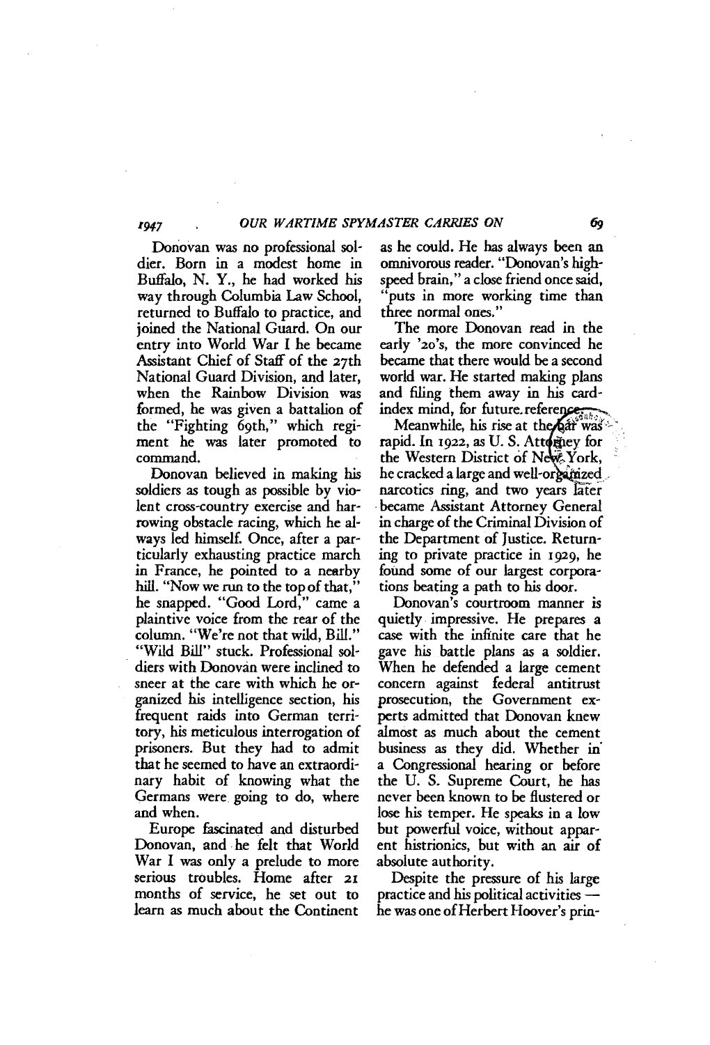Donovan was no professional soldier. Born in a modest home in Buffalo, N. Y., he had worked his way through Columbia Law School, returned to Buffalo to practice, and joined the National Guard. On our entry into World War I he became Assistant Chief of Staff of the 27th National Guard Division, and later, when the Rainbow Division was formed, he was given a battalion of the "Fighting 69th," which regiment he was later promoted to command.

Donovan believed in making his soldiers as tough as possible by violent cross-country exercise and harrowing obstacle racing, which he always led himself. Once, after a particularly exhausting practice march in France, he pointed to a nearby hill. "Now we run to the top of that," he snapped. "Good Lord," came a plaintive voice from the rear of the column. "We're not that wild, Bill." "Wild Bill" stuck. Professional soldiers with Donovan were inclined to sneer at the care with which he organized his intelligence section, his frequent raids into German territory, his meticulous interrogation of prisoners. But they had to admit that he seemed to have an extraordinary habit of knowing what the Germans were going to do, where and when.

Europe fascinated and disturbed Donovan, and he felt that World War I was only a prelude to more serious troubles. Home after 21 months of service, he set out to learn as much about the Continent as he could. He has always been an omnivorous reader. "Donovan's high-speed brain," a close friend once said, "puts in more working time than three normal ones."

The more Donovan read in the early '20's, the more convinced he became that there would be a second world war. He started making plans and filing them away in his card-index mind, for future reference.

Meanwhile, his rise at the bar was rapid. In 1922, as U. S. Attorney for the Western District of New York, he cracked a large and well-organized narcotics ring, and two years later became Assistant Attorney General in charge of the Criminal Division of the Department of Justice. Returning to private practice in 1929, he found some of our largest corporations beating a path to his door.

Donovan's courtroom manner is quietly impressive. He prepares a case with the infinite care that he gave his battle plans as a soldier. When he defended a large cement concern against federal antitrust prosecution, the Government experts admitted that Donovan knew almost as much about the cement business as they did. Whether in a Congressional hearing or before the U. S. Supreme Court, he has never been known to be flustered or lose his temper. He speaks in a low but powerful voice, without apparent histrionics, but with an air of absolute authority.

Despite the pressure of his large practice and his political activities — he was one of Herbert Hoover's prin-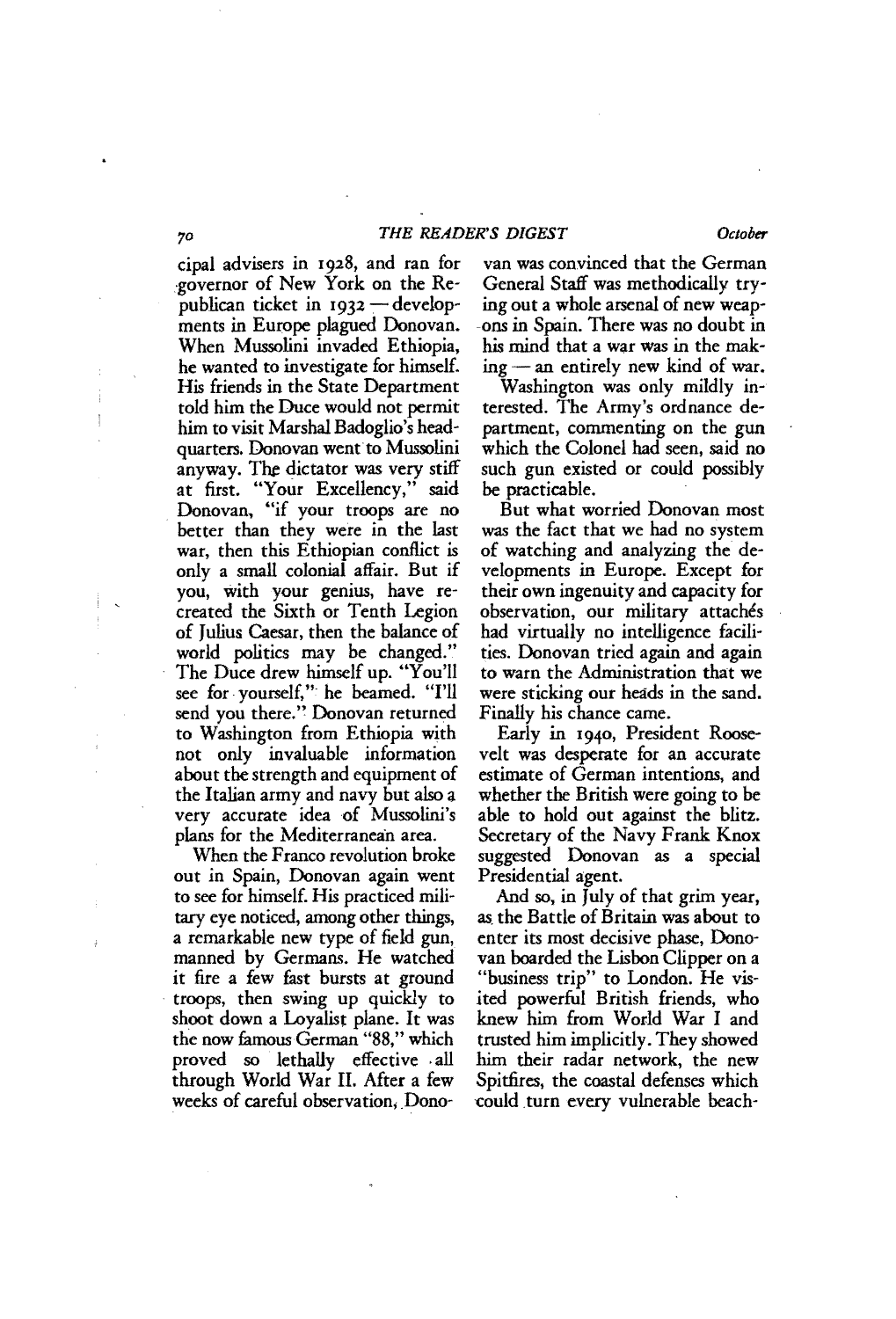cipal advisers in 1928, and ran for governor of New York on the Republican ticket in 1932 — developments in Europe plagued Donovan. When Mussolini invaded Ethiopia, he wanted to investigate for himself. His friends in the State Department told him the Duce would not permit him to visit Marshal Badoglio's headquarters. Donovan went to Mussolini anyway. The dictator was very stiff at first. "Your Excellency," said Donovan, "if your troops are no better than they were in the last war, then this Ethiopian conflict is only a small colonial affair. But if you, with your genius, have recreated the Sixth or Tenth Legion of Julius Caesar, then the balance of world politics may be changed." The Duce drew himself up. "You'll see for yourself," he beamed. "I'll send you there." Donovan returned to Washington from Ethiopia with not only invaluable information about the strength and equipment of the Italian army and navy but also a very accurate idea of Mussolini's plans for the Mediterranean area.

When the Franco revolution broke out in Spain, Donovan again went to see for himself. His practiced military eye noticed, among other things, a remarkable new type of field gun, manned by Germans. He watched it fire a few fast bursts at ground troops, then swing up quickly to shoot down a Loyalist plane. It was the now famous German "88," which proved so lethally effective all through World War II. After a few weeks of careful observation, Donovan was convinced that the German General Staff was methodically trying out a whole arsenal of new weapons in Spain. There was no doubt in his mind that a war was in the making — an entirely new kind of war.

Washington was only mildly interested. The Army's ordnance department, commenting on the gun which the Colonel had seen, said no such gun existed or could possibly be practicable.

But what worried Donovan most was the fact that we had no system of watching and analyzing the developments in Europe. Except for their own ingenuity and capacity for observation, our military attachés had virtually no intelligence facilities. Donovan tried again and again to warn the Administration that we were sticking our heads in the sand. Finally his chance came.

Early in 1940, President Roosevelt was desperate for an accurate estimate of German intentions, and whether the British were going to be able to hold out against the blitz. Secretary of the Navy Frank Knox suggested Donovan as a special Presidential agent.

And so, in July of that grim year, as the Battle of Britain was about to enter its most decisive phase, Donovan boarded the Lisbon Clipper on a "business trip" to London. He visited powerful British friends, who knew him from World War I and trusted him implicitly. They showed him their radar network, the new Spitfires, the coastal defenses which could turn every vulnerable beach-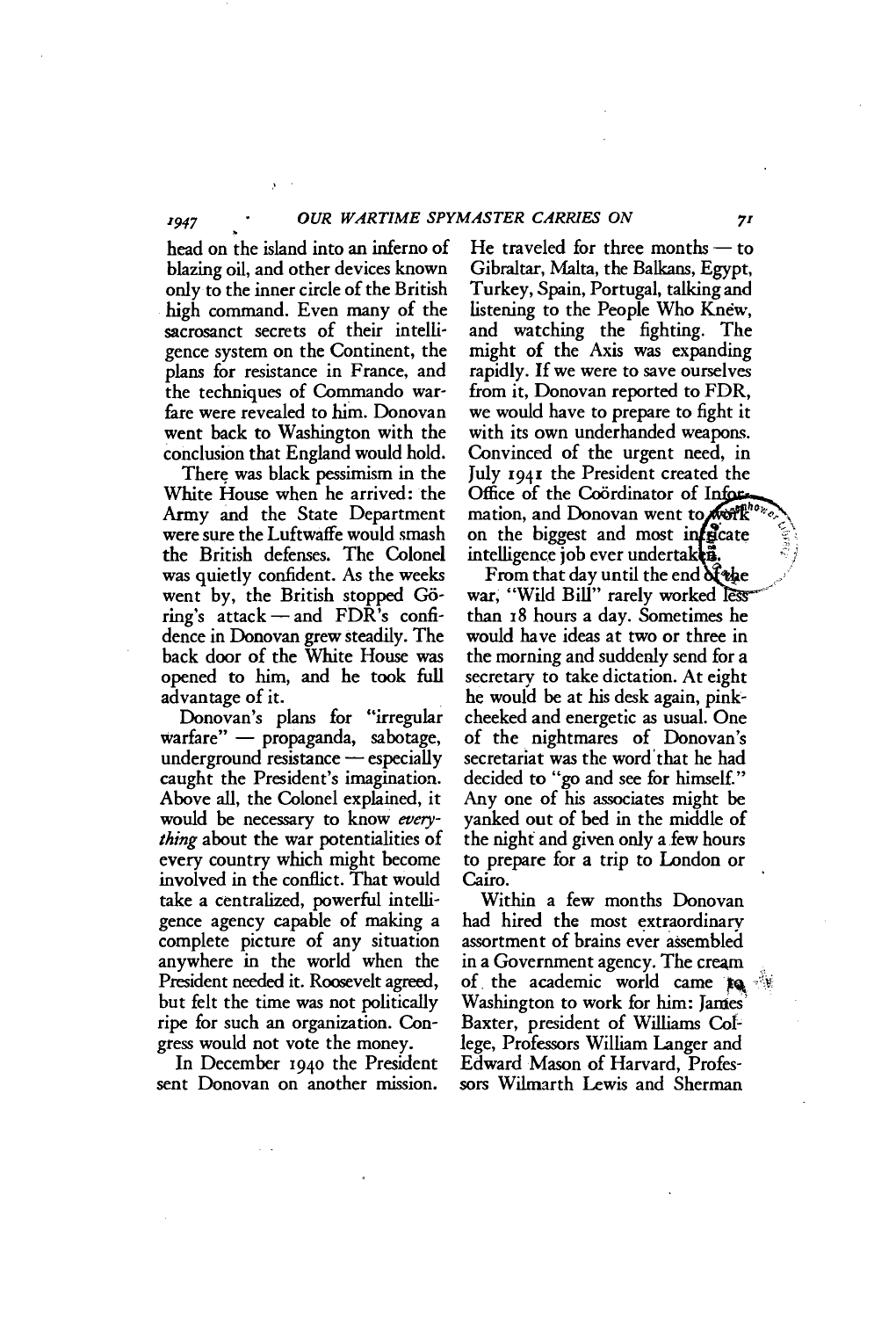head on the island into an inferno of blazing oil, and other devices known only to the inner circle of the British high command. Even many of the sacrosanct secrets of their intelligence system on the Continent, the plans for resistance in France, and the techniques of Commando warfare were revealed to him. Donovan went back to Washington with the conclusion that England would hold.

There was black pessimism in the White House when he arrived: the Army and the State Department were sure the Luftwaffe would smash the British defenses. The Colonel was quietly confident. As the weeks went by, the British stopped Göring's attack — and FDR's confidence in Donovan grew steadily. The back door of the White House was opened to him, and he took full advantage of it.

Donovan's plans for "irregular warfare" — propaganda, sabotage, underground resistance — especially caught the President's imagination. Above all, the Colonel explained, it would be necessary to know *everything* about the war potentialities of every country which might become involved in the conflict. That would take a centralized, powerful intelligence agency capable of making a complete picture of any situation anywhere in the world when the President needed it. Roosevelt agreed, but felt the time was not politically ripe for such an organization. Congress would not vote the money.

In December 1940 the President sent Donovan on another mission. He traveled for three months — to Gibraltar, Malta, the Balkans, Egypt, Turkey, Spain, Portugal, talking and listening to the People Who Knew, and watching the fighting. The might of the Axis was expanding rapidly. If we were to save ourselves from it, Donovan reported to FDR, we would have to prepare to fight it with its own underhanded weapons. Convinced of the urgent need, in July 1941 the President created the Office of the Coördinator of Information, and Donovan went to work on the biggest and most intricate intelligence job ever undertaken.

From that day until the end of the war, "Wild Bill" rarely worked less than 18 hours a day. Sometimes he would have ideas at two or three in the morning and suddenly send for a secretary to take dictation. At eight he would be at his desk again, pink-cheeked and energetic as usual. One of the nightmares of Donovan's secretariat was the word that he had decided to "go and see for himself." Any one of his associates might be yanked out of bed in the middle of the night and given only a few hours to prepare for a trip to London or Cairo.

Within a few months Donovan had hired the most extraordinary assortment of brains ever assembled in a Government agency. The cream of the academic world came to Washington to work for him: James Baxter, president of Williams College, Professors William Langer and Edward Mason of Harvard, Professors Wilmarth Lewis and Sherman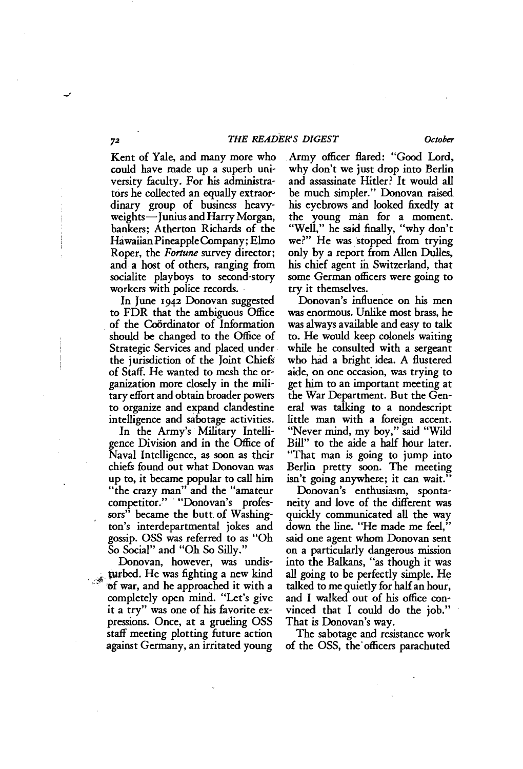Kent of Yale, and many more who could have made up a superb university faculty. For his administrators he collected an equally extraordinary group of business heavyweights—Junius and Harry Morgan, bankers; Atherton Richards of the Hawaiian Pineapple Company; Elmo Roper, the *Fortune* survey director; and a host of others, ranging from socialite playboys to second-story workers with police records.

In June 1942 Donovan suggested to FDR that the ambiguous Office of the Coördinator of Information should be changed to the Office of Strategic Services and placed under the jurisdiction of the Joint Chiefs of Staff. He wanted to mesh the organization more closely in the military effort and obtain broader powers to organize and expand clandestine intelligence and sabotage activities.

In the Army's Military Intelligence Division and in the Office of Naval Intelligence, as soon as their chiefs found out what Donovan was up to, it became popular to call him "the crazy man" and the "amateur competitor." "Donovan's professors" became the butt of Washington's interdepartmental jokes and gossip. OSS was referred to as "Oh So Social" and "Oh So Silly."

Donovan, however, was undisturbed. He was fighting a new kind of war, and he approached it with a completely open mind. "Let's give it a try" was one of his favorite expressions. Once, at a grueling OSS staff meeting plotting future action against Germany, an irritated young Army officer flared: "Good Lord, why don't we just drop into Berlin and assassinate Hitler? It would all be much simpler." Donovan raised his eyebrows and looked fixedly at the young man for a moment. "Well," he said finally, "why don't we?" He was stopped from trying only by a report from Allen Dulles, his chief agent in Switzerland, that some German officers were going to try it themselves.

Donovan's influence on his men was enormous. Unlike most brass, he was always available and easy to talk to. He would keep colonels waiting while he consulted with a sergeant who had a bright idea. A flustered aide, on one occasion, was trying to get him to an important meeting at the War Department. But the General was talking to a nondescript little man with a foreign accent. "Never mind, my boy," said "Wild Bill" to the aide a half hour later. "That man is going to jump into Berlin pretty soon. The meeting isn't going anywhere; it can wait."

Donovan's enthusiasm, spontaneity and love of the different was quickly communicated all the way down the line. "He made me feel," said one agent whom Donovan sent on a particularly dangerous mission into the Balkans, "as though it was all going to be perfectly simple. He talked to me quietly for half an hour, and I walked out of his office convinced that I could do the job." That is Donovan's way.

The sabotage and resistance work of the OSS, the officers parachuted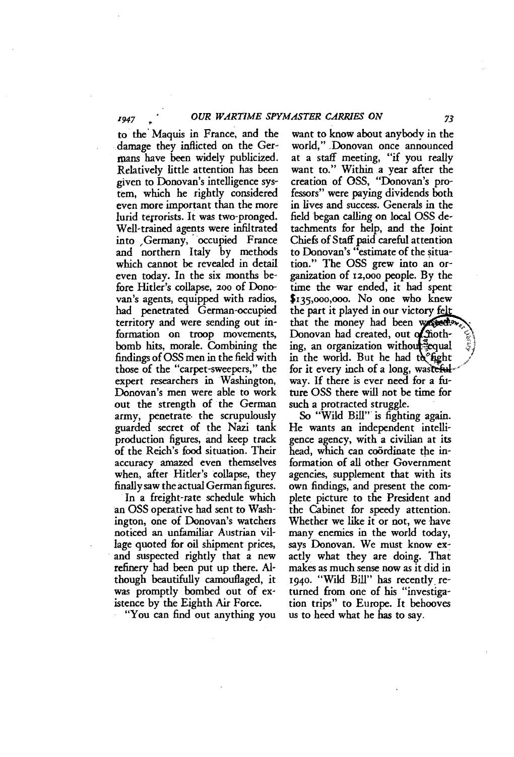to the Maquis in France, and the damage they inflicted on the Germans have been widely publicized. Relatively little attention has been given to Donovan's intelligence system, which he rightly considered even more important than the more lurid terrorists. It was two-pronged. Well-trained agents were infiltrated into Germany, occupied France and northern Italy by methods which cannot be revealed in detail even today. In the six months before Hitler's collapse, 200 of Donovan's agents, equipped with radios, had penetrated German-occupied territory and were sending out information on troop movements, bomb hits, morale. Combining the findings of OSS men in the field with those of the "carpet-sweepers," the expert researchers in Washington, Donovan's men were able to work out the strength of the German army, penetrate the scrupulously guarded secret of the Nazi tank production figures, and keep track of the Reich's food situation. Their accuracy amazed even themselves when, after Hitler's collapse, they finally saw the actual German figures.

In a freight-rate schedule which an OSS operative had sent to Washington, one of Donovan's watchers noticed an unfamiliar Austrian village quoted for oil shipment prices, and suspected rightly that a new refinery had been put up there. Although beautifully camouflaged, it was promptly bombed out of existence by the Eighth Air Force.

"You can find out anything you want to know about anybody in the world," Donovan once announced at a staff meeting, "if you really want to." Within a year after the creation of OSS, "Donovan's professors" were paying dividends both in lives and success. Generals in the field began calling on local OSS detachments for help, and the Joint Chiefs of Staff paid careful attention to Donovan's "estimate of the situation." The OSS grew into an organization of 12,000 people. By the time the war ended, it had spent $135,000,000. No one who knew the part it played in our victory felt that the money had been wasted. Donovan had created, out of nothing, an organization without equal in the world. But he had to fight for it every inch of a long, wasteful way. If there is ever need for a future OSS there will not be time for such a protracted struggle.

So "Wild Bill" is fighting again. He wants an independent intelligence agency, with a civilian at its head, which can coördinate the information of all other Government agencies, supplement that with its own findings, and present the complete picture to the President and the Cabinet for speedy attention. Whether we like it or not, we have many enemies in the world today, says Donovan. We must know exactly what they are doing. That makes as much sense now as it did in 1940. "Wild Bill" has recently returned from one of his "investigation trips" to Europe. It behooves us to heed what he has to say.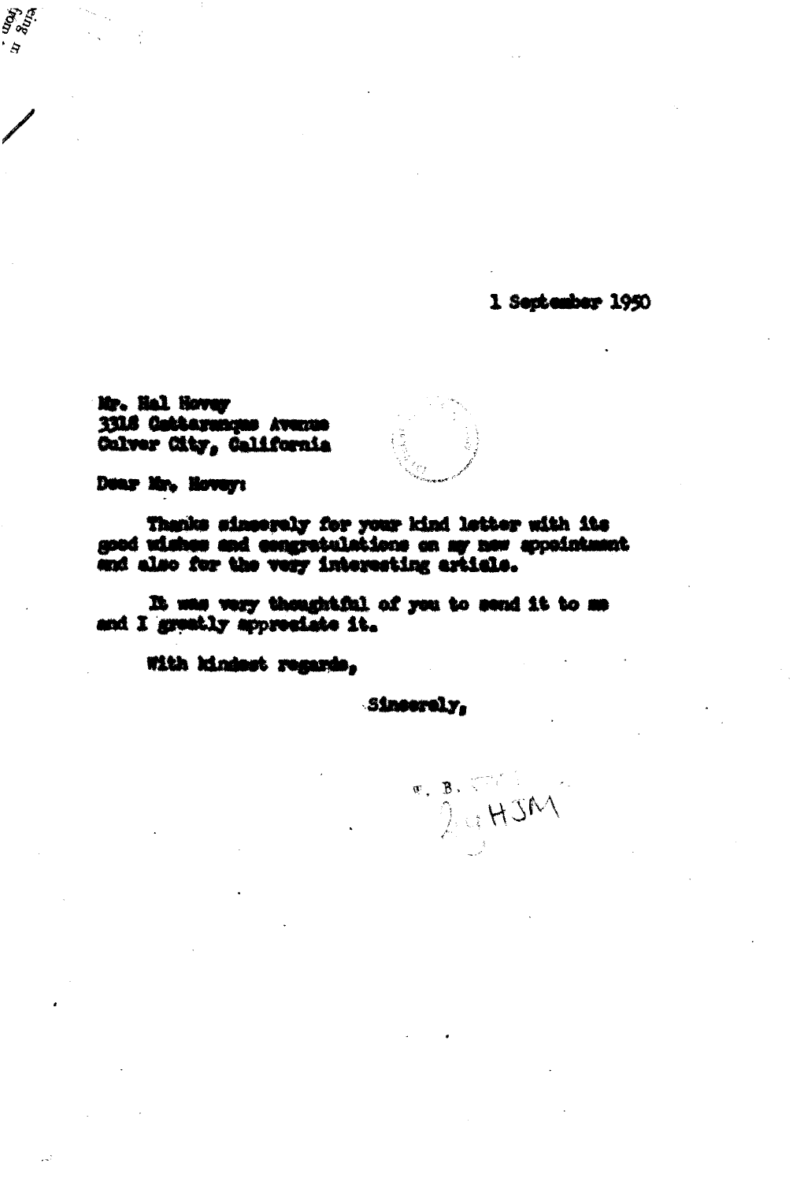1 September 1950

Mr. Hal Hovey
3318 Cattaraugus Avenue
Culver City, California

Dear Mr. Hovey:

Thanks sincerely for your kind letter with its good wishes and congratulations on my new appointment and also for the very interesting article.

It was very thoughtful of you to send it to me and I greatly appreciate it.

With kindest regards,

Sincerely,

W. B.

HJM